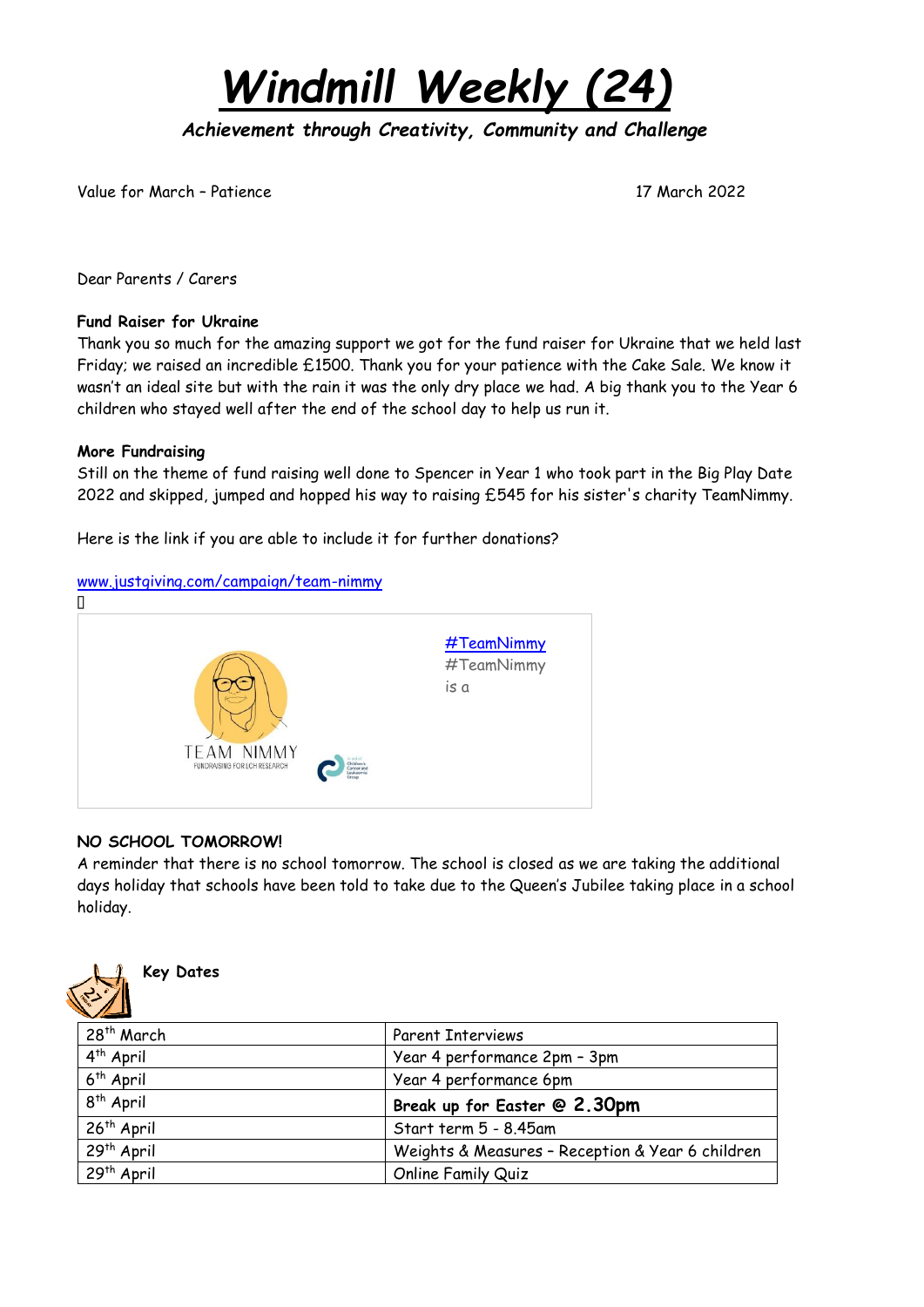# *Windmill Weekly (24)*

***Achievement through Creativity, Community and Challenge***

Value for March – Patience 17 March 2022

Dear Parents / Carers

**Fund Raiser for Ukraine**

Thank you so much for the amazing support we got for the fund raiser for Ukraine that we held last Friday; we raised an incredible £1500. Thank you for your patience with the Cake Sale. We know it wasn't an ideal site but with the rain it was the only dry place we had. A big thank you to the Year 6 children who stayed well after the end of the school day to help us run it.

**More Fundraising**

Still on the theme of fund raising well done to Spencer in Year 1 who took part in the Big Play Date 2022 and skipped, jumped and hopped his way to raising £545 for his sister's charity TeamNimmy.

Here is the link if you are able to include it for further donations?

[www.justgiving.com/campaign/team-nimmy](www.justgiving.com/campaign/team-nimmy)

TEAM NIMMY
FUNDRAISING FOR LCH RESEARCH

[#TeamNimmy](#TeamNimmy)
#TeamNimmy
is a

**NO SCHOOL TOMORROW!**

A reminder that there is no school tomorrow. The school is closed as we are taking the additional days holiday that schools have been told to take due to the Queen's Jubilee taking place in a school holiday.

**Key Dates**

| | |
|---|---|
| 28th March | Parent Interviews |
| 4th April | Year 4 performance 2pm – 3pm |
| 6th April | Year 4 performance 6pm |
| 8th April | **Break up for Easter @ 2.30pm** |
| 26th April | Start term 5 - 8.45am |
| 29th April | Weights & Measures – Reception & Year 6 children |
| 29th April | Online Family Quiz |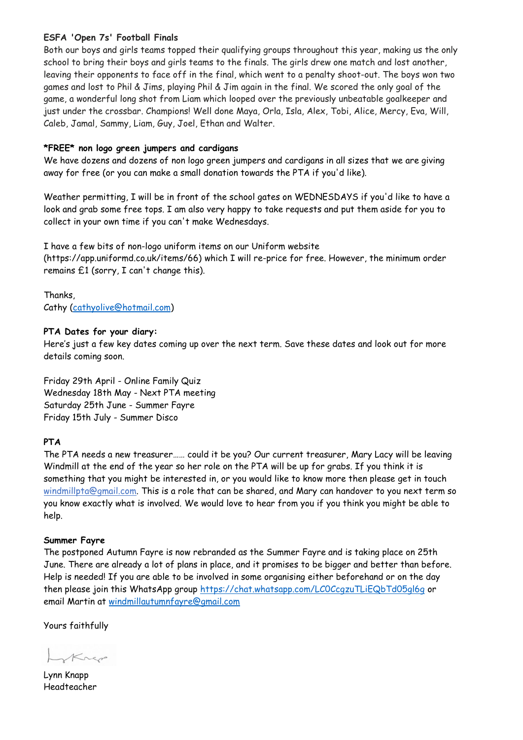**ESFA 'Open 7s' Football Finals**
Both our boys and girls teams topped their qualifying groups throughout this year, making us the only school to bring their boys and girls teams to the finals. The girls drew one match and lost another, leaving their opponents to face off in the final, which went to a penalty shoot-out. The boys won two games and lost to Phil & Jims, playing Phil & Jim again in the final. We scored the only goal of the game, a wonderful long shot from Liam which looped over the previously unbeatable goalkeeper and just under the crossbar. Champions! Well done Maya, Orla, Isla, Alex, Tobi, Alice, Mercy, Eva, Will, Caleb, Jamal, Sammy, Liam, Guy, Joel, Ethan and Walter.

***FREE* non logo green jumpers and cardigans**
We have dozens and dozens of non logo green jumpers and cardigans in all sizes that we are giving away for free (or you can make a small donation towards the PTA if you'd like).

Weather permitting, I will be in front of the school gates on WEDNESDAYS if you'd like to have a look and grab some free tops. I am also very happy to take requests and put them aside for you to collect in your own time if you can't make Wednesdays.

I have a few bits of non-logo uniform items on our Uniform website (https://app.uniformd.co.uk/items/66) which I will re-price for free. However, the minimum order remains £1 (sorry, I can't change this).

Thanks,
Cathy (cathyolive@hotmail.com)

**PTA Dates for your diary:**
Here's just a few key dates coming up over the next term. Save these dates and look out for more details coming soon.

Friday 29th April - Online Family Quiz
Wednesday 18th May - Next PTA meeting
Saturday 25th June - Summer Fayre
Friday 15th July - Summer Disco

**PTA**
The PTA needs a new treasurer…… could it be you? Our current treasurer, Mary Lacy will be leaving Windmill at the end of the year so her role on the PTA will be up for grabs. If you think it is something that you might be interested in, or you would like to know more then please get in touch windmillpta@gmail.com. This is a role that can be shared, and Mary can handover to you next term so you know exactly what is involved. We would love to hear from you if you think you might be able to help.

**Summer Fayre**
The postponed Autumn Fayre is now rebranded as the Summer Fayre and is taking place on 25th June. There are already a lot of plans in place, and it promises to be bigger and better than before. Help is needed! If you are able to be involved in some organising either beforehand or on the day then please join this WhatsApp group https://chat.whatsapp.com/LC0CcgzuTLiEQbTd05gl6g or email Martin at windmillautumnfayre@gmail.com

Yours faithfully

Lynn Knapp
Headteacher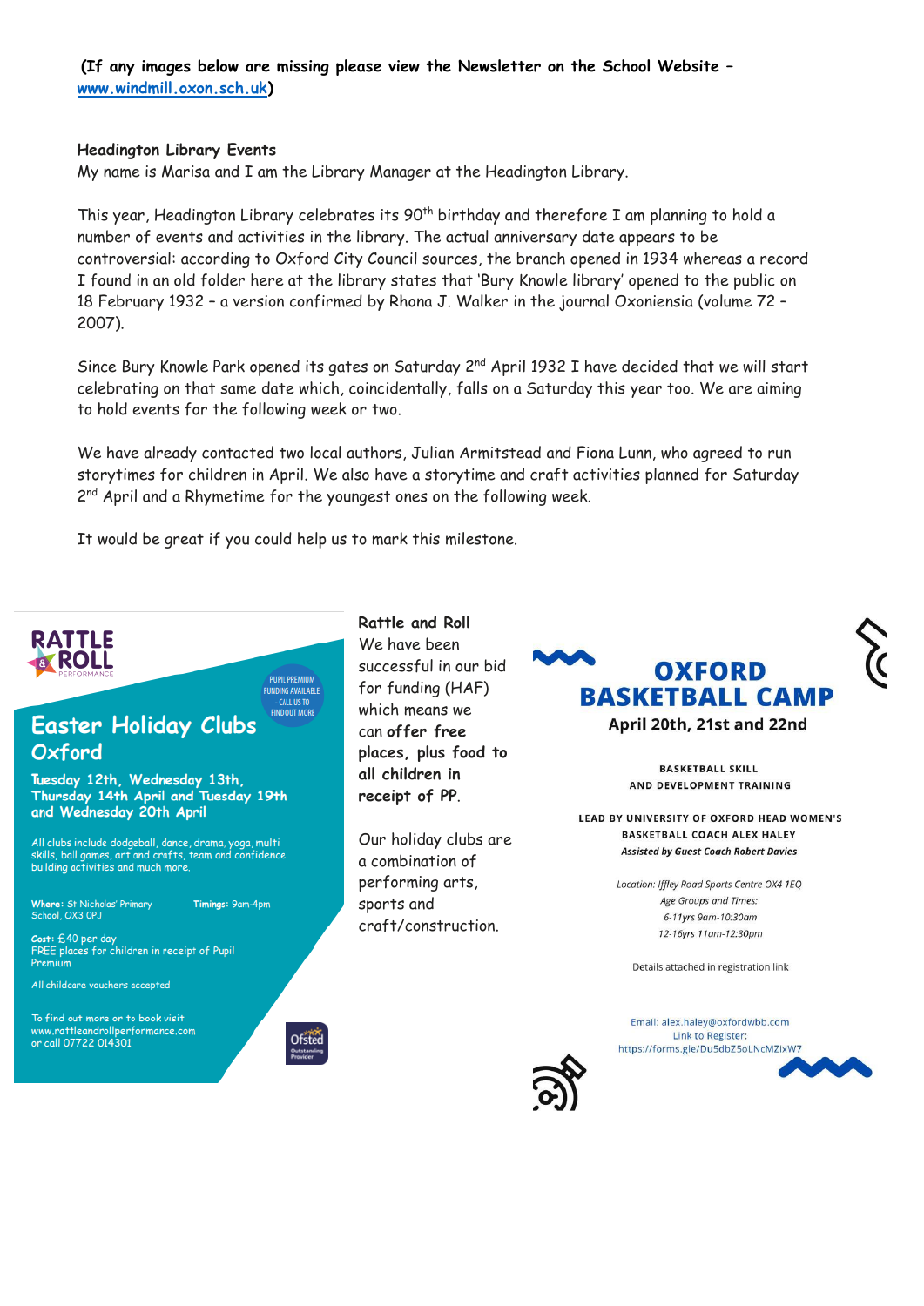**(If any images below are missing please view the Newsletter on the School Website – [www.windmill.oxon.sch.uk](http://www.windmill.oxon.sch.uk))**

**Headington Library Events**

My name is Marisa and I am the Library Manager at the Headington Library.

This year, Headington Library celebrates its 90th birthday and therefore I am planning to hold a number of events and activities in the library. The actual anniversary date appears to be controversial: according to Oxford City Council sources, the branch opened in 1934 whereas a record I found in an old folder here at the library states that 'Bury Knowle library' opened to the public on 18 February 1932 – a version confirmed by Rhona J. Walker in the journal Oxoniensia (volume 72 – 2007).

Since Bury Knowle Park opened its gates on Saturday 2nd April 1932 I have decided that we will start celebrating on that same date which, coincidentally, falls on a Saturday this year too. We are aiming to hold events for the following week or two.

We have already contacted two local authors, Julian Armitstead and Fiona Lunn, who agreed to run storytimes for children in April. We also have a storytime and craft activities planned for Saturday 2nd April and a Rhymetime for the youngest ones on the following week.

It would be great if you could help us to mark this milestone.

RATTLE & ROLL PERFORMANCE

PUPIL PREMIUM FUNDING AVAILABLE - CALL US TO FIND OUT MORE

## Easter Holiday Clubs Oxford

**Tuesday 12th, Wednesday 13th, Thursday 14th April and Tuesday 19th and Wednesday 20th April**

All clubs include dodgeball, dance, drama, yoga, multi skills, ball games, art and crafts, team and confidence building activities and much more.

**Where:** St Nicholas' Primary School, OX3 0PJ

**Timings:** 9am-4pm

**Cost:** £40 per day
FREE places for children in receipt of Pupil Premium

All childcare vouchers accepted

To find out more or to book visit www.rattleandrollperformance.com or call 07722 014301

Ofsted Outstanding Provider

**Rattle and Roll**

We have been successful in our bid for funding (HAF) which means we can **offer free places, plus food to all children in receipt of PP**.

Our holiday clubs are a combination of performing arts, sports and craft/construction.

## OXFORD BASKETBALL CAMP

**April 20th, 21st and 22nd**

**BASKETBALL SKILL AND DEVELOPMENT TRAINING**

**LEAD BY UNIVERSITY OF OXFORD HEAD WOMEN'S BASKETBALL COACH ALEX HALEY**

***Assisted by Guest Coach Robert Davies***

*Location: Iffley Road Sports Centre OX4 1EQ*
*Age Groups and Times:*
*6-11yrs 9am-10:30am*
*12-16yrs 11am-12:30pm*

Details attached in registration link

Email: alex.haley@oxfordwbb.com
Link to Register:
https://forms.gle/Du5dbZ5oLNcMZixW7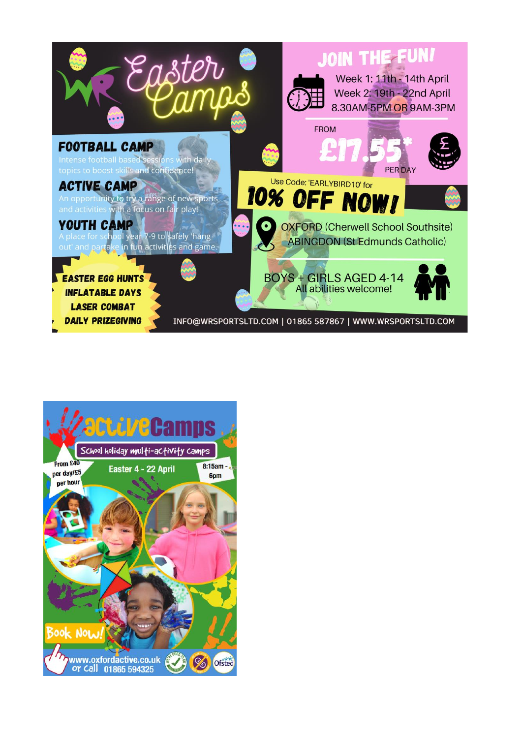# WR Easter Camps

## JOIN THE FUN!

Week 1: 11th - 14th April
Week 2: 19th - 22nd April
8.30AM-5PM OR 9AM-3PM

FROM **£17.55*** PER DAY

### FOOTBALL CAMP

Intense football based sessions with daily topics to boost skills and confidence!

### ACTIVE CAMP

An opportunity to try a range of new sports and activities with a focus on fair play!

### YOUTH CAMP

A place for school year 7-9 to safely 'hang out' and partake in fun activities and game.

Use Code: 'EARLYBIRD10' for

**10% OFF NOW!**

OXFORD (Cherwell School Southsite)
ABINGDON (St Edmunds Catholic)

- EASTER EGG HUNTS
- INFLATABLE DAYS
- LASER COMBAT
- DAILY PRIZEGIVING

BOYS + GIRLS AGED 4-14
All abilities welcome!

INFO@WRSPORTSLTD.COM | 01865 587867 | WWW.WRSPORTSLTD.COM

# activeCamps

School holiday multi-activity camps

From £40 per day/£5 per hour

Easter 4 - 22 April

8:15am - 6pm

Book Now!

www.oxfordactive.co.uk or call 01865 594325

Ofsted